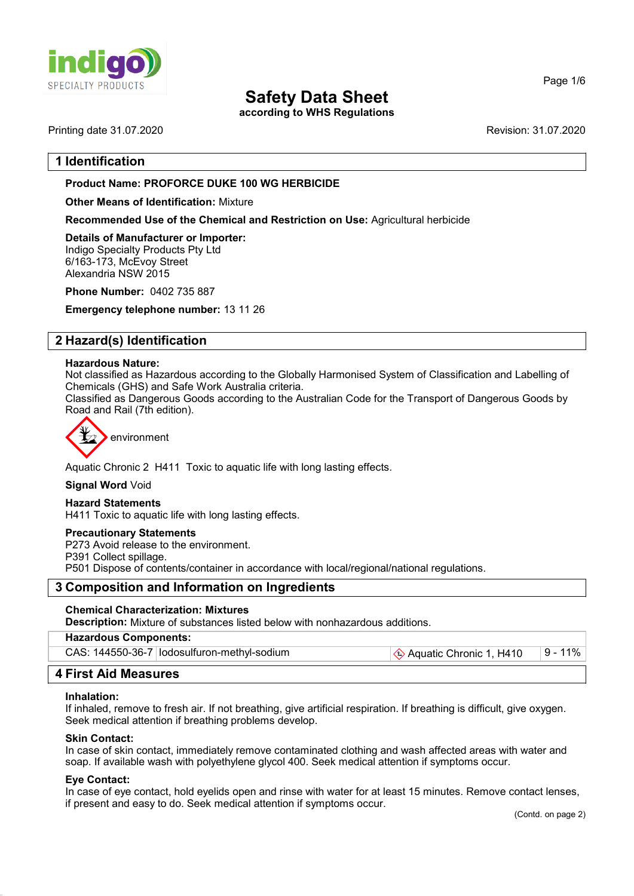# Safety Data Sheet

**according to WHS Regulations**

Printing date 31.07.2020 | Revision: 31.07.2020

## 1 Identification

**Product Name: PROFORCE DUKE 100 WG HERBICIDE**

**Other Means of Identification:** Mixture

**Recommended Use of the Chemical and Restriction on Use:** Agricultural herbicide

**Details of Manufacturer or Importer:**
Indigo Specialty Products Pty Ltd
6/163-173, McEvoy Street
Alexandria NSW 2015

**Phone Number:** 0402 735 887

**Emergency telephone number:** 13 11 26

## 2 Hazard(s) Identification

**Hazardous Nature:**
Not classified as Hazardous according to the Globally Harmonised System of Classification and Labelling of Chemicals (GHS) and Safe Work Australia criteria.
Classified as Dangerous Goods according to the Australian Code for the Transport of Dangerous Goods by Road and Rail (7th edition).

environment

Aquatic Chronic 2 H411 Toxic to aquatic life with long lasting effects.

**Signal Word** Void

**Hazard Statements**
H411 Toxic to aquatic life with long lasting effects.

**Precautionary Statements**
P273 Avoid release to the environment.
P391 Collect spillage.
P501 Dispose of contents/container in accordance with local/regional/national regulations.

## 3 Composition and Information on Ingredients

**Chemical Characterization: Mixtures**
**Description:** Mixture of substances listed below with nonhazardous additions.

| **Hazardous Components:** | | | |
|---|---|---|---|
| CAS: 144550-36-7 | Iodosulfuron-methyl-sodium | Aquatic Chronic 1, H410 | 9 - 11% |

## 4 First Aid Measures

**Inhalation:**
If inhaled, remove to fresh air. If not breathing, give artificial respiration. If breathing is difficult, give oxygen. Seek medical attention if breathing problems develop.

**Skin Contact:**
In case of skin contact, immediately remove contaminated clothing and wash affected areas with water and soap. If available wash with polyethylene glycol 400. Seek medical attention if symptoms occur.

**Eye Contact:**
In case of eye contact, hold eyelids open and rinse with water for at least 15 minutes. Remove contact lenses, if present and easy to do. Seek medical attention if symptoms occur.

(Contd. on page 2)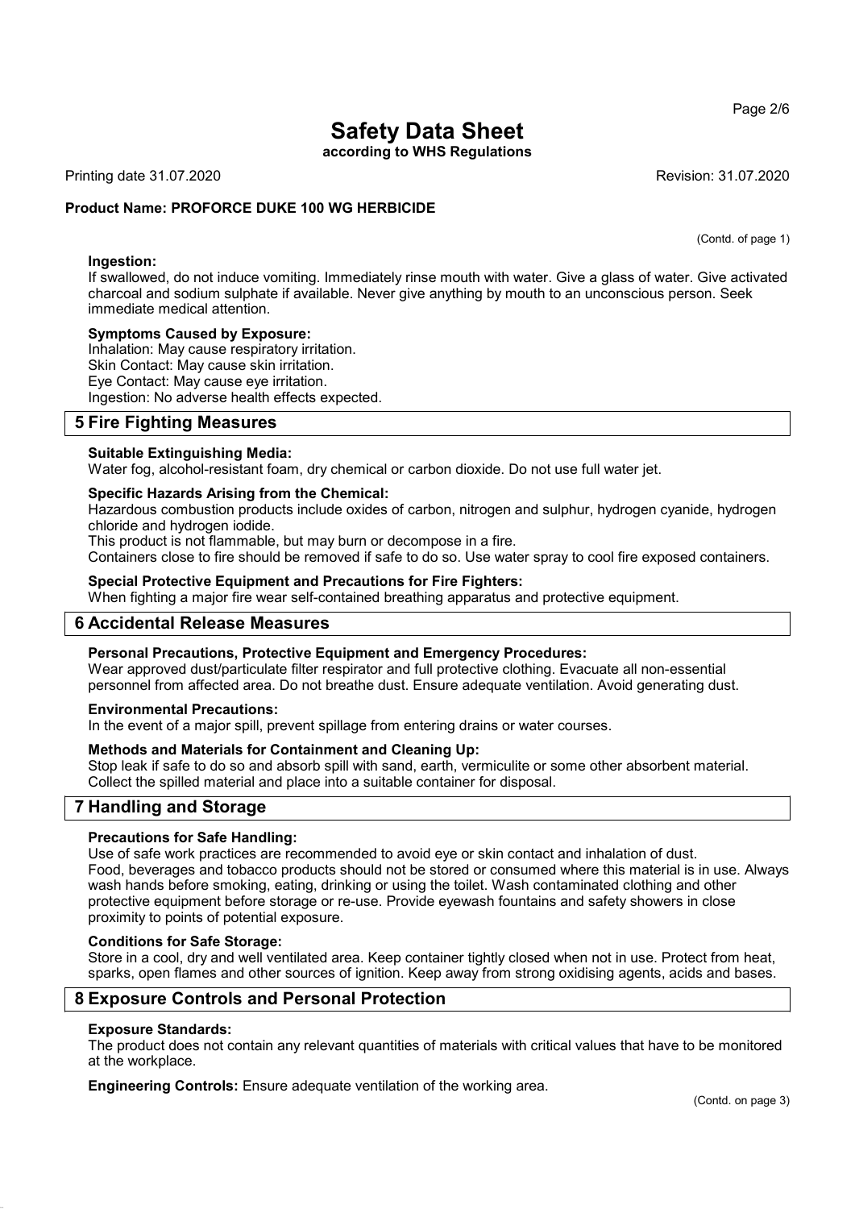(Contd. of page 1)

**Ingestion:**
If swallowed, do not induce vomiting. Immediately rinse mouth with water. Give a glass of water. Give activated charcoal and sodium sulphate if available. Never give anything by mouth to an unconscious person. Seek immediate medical attention.

**Symptoms Caused by Exposure:**
Inhalation: May cause respiratory irritation.
Skin Contact: May cause skin irritation.
Eye Contact: May cause eye irritation.
Ingestion: No adverse health effects expected.

## 5 Fire Fighting Measures

**Suitable Extinguishing Media:**
Water fog, alcohol-resistant foam, dry chemical or carbon dioxide. Do not use full water jet.

**Specific Hazards Arising from the Chemical:**
Hazardous combustion products include oxides of carbon, nitrogen and sulphur, hydrogen cyanide, hydrogen chloride and hydrogen iodide.
This product is not flammable, but may burn or decompose in a fire.
Containers close to fire should be removed if safe to do so. Use water spray to cool fire exposed containers.

**Special Protective Equipment and Precautions for Fire Fighters:**
When fighting a major fire wear self-contained breathing apparatus and protective equipment.

## 6 Accidental Release Measures

**Personal Precautions, Protective Equipment and Emergency Procedures:**
Wear approved dust/particulate filter respirator and full protective clothing. Evacuate all non-essential personnel from affected area. Do not breathe dust. Ensure adequate ventilation. Avoid generating dust.

**Environmental Precautions:**
In the event of a major spill, prevent spillage from entering drains or water courses.

**Methods and Materials for Containment and Cleaning Up:**
Stop leak if safe to do so and absorb spill with sand, earth, vermiculite or some other absorbent material. Collect the spilled material and place into a suitable container for disposal.

## 7 Handling and Storage

**Precautions for Safe Handling:**
Use of safe work practices are recommended to avoid eye or skin contact and inhalation of dust.
Food, beverages and tobacco products should not be stored or consumed where this material is in use. Always wash hands before smoking, eating, drinking or using the toilet. Wash contaminated clothing and other protective equipment before storage or re-use. Provide eyewash fountains and safety showers in close proximity to points of potential exposure.

**Conditions for Safe Storage:**
Store in a cool, dry and well ventilated area. Keep container tightly closed when not in use. Protect from heat, sparks, open flames and other sources of ignition. Keep away from strong oxidising agents, acids and bases.

## 8 Exposure Controls and Personal Protection

**Exposure Standards:**
The product does not contain any relevant quantities of materials with critical values that have to be monitored at the workplace.

**Engineering Controls:** Ensure adequate ventilation of the working area.

(Contd. on page 3)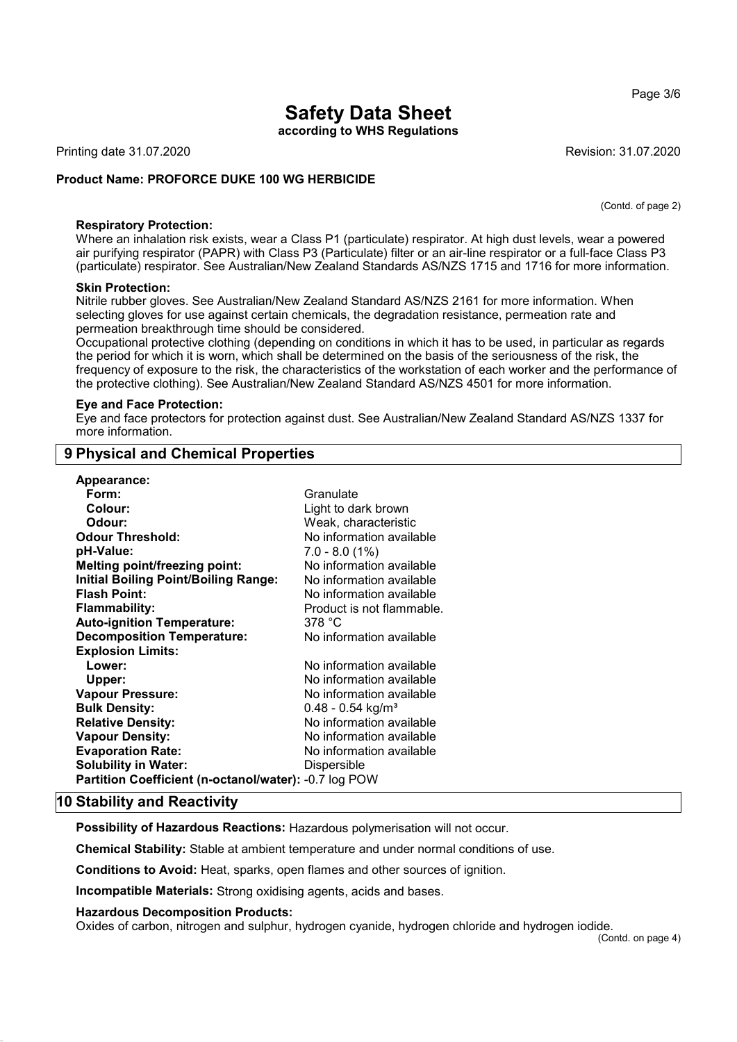(Contd. of page 2)

**Respiratory Protection:**
Where an inhalation risk exists, wear a Class P1 (particulate) respirator. At high dust levels, wear a powered air purifying respirator (PAPR) with Class P3 (Particulate) filter or an air-line respirator or a full-face Class P3 (particulate) respirator. See Australian/New Zealand Standards AS/NZS 1715 and 1716 for more information.

**Skin Protection:**
Nitrile rubber gloves. See Australian/New Zealand Standard AS/NZS 2161 for more information. When selecting gloves for use against certain chemicals, the degradation resistance, permeation rate and permeation breakthrough time should be considered.
Occupational protective clothing (depending on conditions in which it has to be used, in particular as regards the period for which it is worn, which shall be determined on the basis of the seriousness of the risk, the frequency of exposure to the risk, the characteristics of the workstation of each worker and the performance of the protective clothing). See Australian/New Zealand Standard AS/NZS 4501 for more information.

**Eye and Face Protection:**
Eye and face protectors for protection against dust. See Australian/New Zealand Standard AS/NZS 1337 for more information.

## 9 Physical and Chemical Properties

| | |
|---|---|
| **Appearance:** | |
| **Form:** | Granulate |
| **Colour:** | Light to dark brown |
| **Odour:** | Weak, characteristic |
| **Odour Threshold:** | No information available |
| **pH-Value:** | 7.0 - 8.0 (1%) |
| **Melting point/freezing point:** | No information available |
| **Initial Boiling Point/Boiling Range:** | No information available |
| **Flash Point:** | No information available |
| **Flammability:** | Product is not flammable. |
| **Auto-ignition Temperature:** | 378 °C |
| **Decomposition Temperature:** | No information available |
| **Explosion Limits:** | |
| **Lower:** | No information available |
| **Upper:** | No information available |
| **Vapour Pressure:** | No information available |
| **Bulk Density:** | 0.48 - 0.54 kg/m³ |
| **Relative Density:** | No information available |
| **Vapour Density:** | No information available |
| **Evaporation Rate:** | No information available |
| **Solubility in Water:** | Dispersible |
| **Partition Coefficient (n-octanol/water):** | -0.7 log POW |

## 10 Stability and Reactivity

**Possibility of Hazardous Reactions:** Hazardous polymerisation will not occur.

**Chemical Stability:** Stable at ambient temperature and under normal conditions of use.

**Conditions to Avoid:** Heat, sparks, open flames and other sources of ignition.

**Incompatible Materials:** Strong oxidising agents, acids and bases.

**Hazardous Decomposition Products:**
Oxides of carbon, nitrogen and sulphur, hydrogen cyanide, hydrogen chloride and hydrogen iodide.

(Contd. on page 4)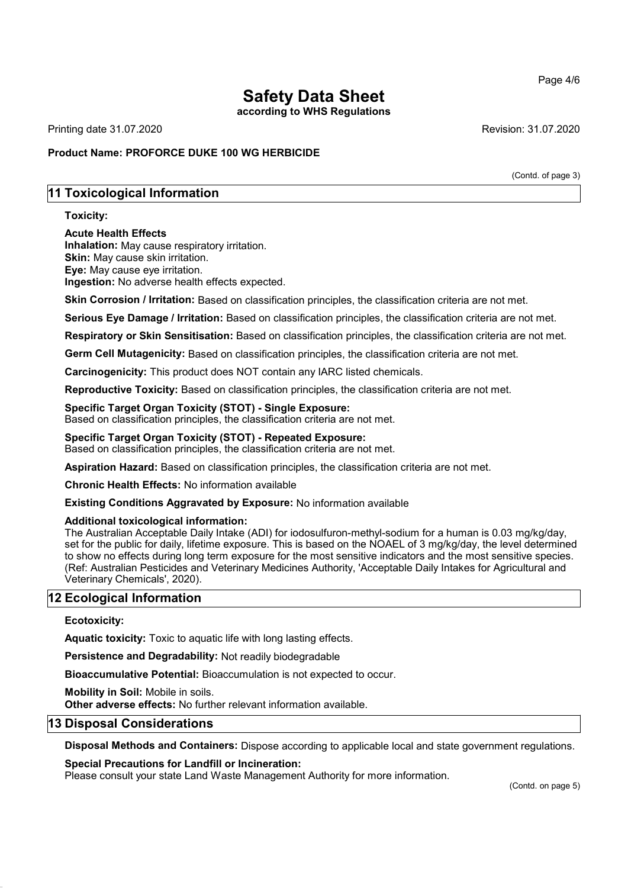(Contd. of page 3)

## 11 Toxicological Information

**Toxicity:**

**Acute Health Effects**
**Inhalation:** May cause respiratory irritation.
**Skin:** May cause skin irritation.
**Eye:** May cause eye irritation.
**Ingestion:** No adverse health effects expected.

**Skin Corrosion / Irritation:** Based on classification principles, the classification criteria are not met.

**Serious Eye Damage / Irritation:** Based on classification principles, the classification criteria are not met.

**Respiratory or Skin Sensitisation:** Based on classification principles, the classification criteria are not met.

**Germ Cell Mutagenicity:** Based on classification principles, the classification criteria are not met.

**Carcinogenicity:** This product does NOT contain any IARC listed chemicals.

**Reproductive Toxicity:** Based on classification principles, the classification criteria are not met.

**Specific Target Organ Toxicity (STOT) - Single Exposure:**
Based on classification principles, the classification criteria are not met.

**Specific Target Organ Toxicity (STOT) - Repeated Exposure:**
Based on classification principles, the classification criteria are not met.

**Aspiration Hazard:** Based on classification principles, the classification criteria are not met.

**Chronic Health Effects:** No information available

**Existing Conditions Aggravated by Exposure:** No information available

**Additional toxicological information:**
The Australian Acceptable Daily Intake (ADI) for iodosulfuron-methyl-sodium for a human is 0.03 mg/kg/day, set for the public for daily, lifetime exposure. This is based on the NOAEL of 3 mg/kg/day, the level determined to show no effects during long term exposure for the most sensitive indicators and the most sensitive species. (Ref: Australian Pesticides and Veterinary Medicines Authority, 'Acceptable Daily Intakes for Agricultural and Veterinary Chemicals', 2020).

## 12 Ecological Information

**Ecotoxicity:**

**Aquatic toxicity:** Toxic to aquatic life with long lasting effects.

**Persistence and Degradability:** Not readily biodegradable

**Bioaccumulative Potential:** Bioaccumulation is not expected to occur.

**Mobility in Soil:** Mobile in soils.
**Other adverse effects:** No further relevant information available.

## 13 Disposal Considerations

**Disposal Methods and Containers:** Dispose according to applicable local and state government regulations.

**Special Precautions for Landfill or Incineration:**
Please consult your state Land Waste Management Authority for more information.

(Contd. on page 5)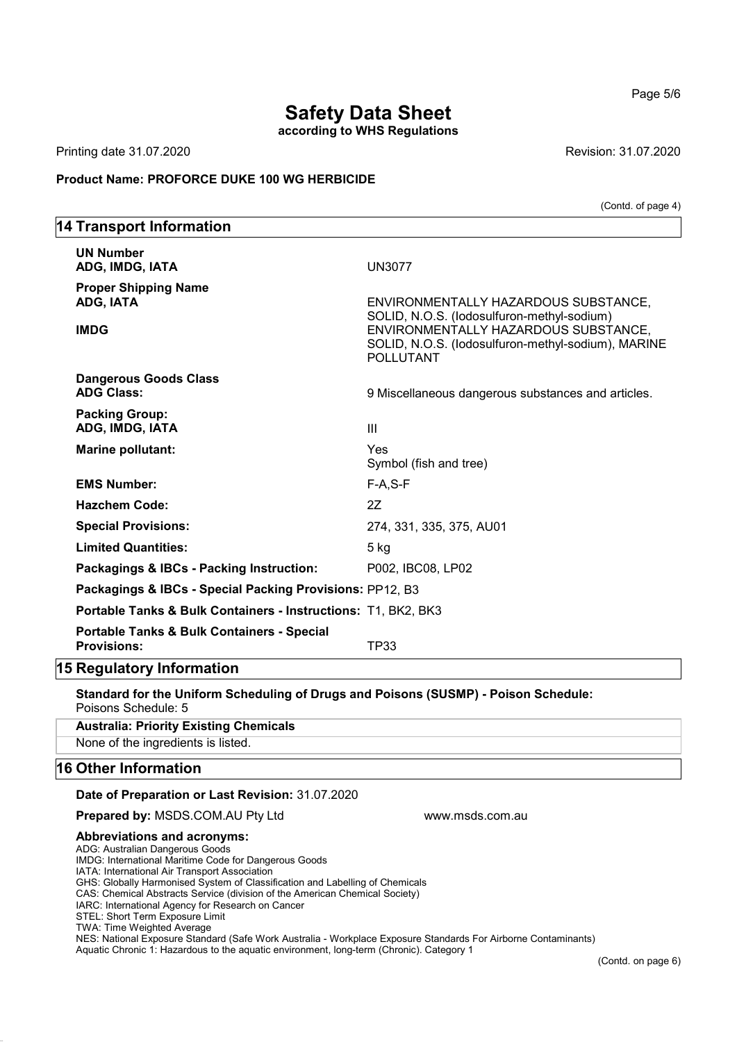# Safety Data Sheet

**according to WHS Regulations**

Printing date 31.07.2020 Revision: 31.07.2020

**Product Name: PROFORCE DUKE 100 WG HERBICIDE**

(Contd. of page 4)

## 14 Transport Information

**UN Number**
**ADG, IMDG, IATA** UN3077

**Proper Shipping Name**
**ADG, IATA** ENVIRONMENTALLY HAZARDOUS SUBSTANCE, SOLID, N.O.S. (Iodosulfuron-methyl-sodium)
**IMDG** ENVIRONMENTALLY HAZARDOUS SUBSTANCE, SOLID, N.O.S. (Iodosulfuron-methyl-sodium), MARINE POLLUTANT

**Dangerous Goods Class**
**ADG Class:** 9 Miscellaneous dangerous substances and articles.

**Packing Group:**
**ADG, IMDG, IATA** III

**Marine pollutant:** Yes
Symbol (fish and tree)

**EMS Number:** F-A,S-F

**Hazchem Code:** 2Z

**Special Provisions:** 274, 331, 335, 375, AU01

**Limited Quantities:** 5 kg

**Packagings & IBCs - Packing Instruction:** P002, IBC08, LP02

**Packagings & IBCs - Special Packing Provisions:** PP12, B3

**Portable Tanks & Bulk Containers - Instructions:** T1, BK2, BK3

**Portable Tanks & Bulk Containers - Special Provisions:** TP33

## 15 Regulatory Information

**Standard for the Uniform Scheduling of Drugs and Poisons (SUSMP) - Poison Schedule:**
Poisons Schedule: 5

**Australia: Priority Existing Chemicals**

None of the ingredients is listed.

## 16 Other Information

**Date of Preparation or Last Revision:** 31.07.2020

**Prepared by:** MSDS.COM.AU Pty Ltd www.msds.com.au

**Abbreviations and acronyms:**
ADG: Australian Dangerous Goods
IMDG: International Maritime Code for Dangerous Goods
IATA: International Air Transport Association
GHS: Globally Harmonised System of Classification and Labelling of Chemicals
CAS: Chemical Abstracts Service (division of the American Chemical Society)
IARC: International Agency for Research on Cancer
STEL: Short Term Exposure Limit
TWA: Time Weighted Average
NES: National Exposure Standard (Safe Work Australia - Workplace Exposure Standards For Airborne Contaminants)
Aquatic Chronic 1: Hazardous to the aquatic environment, long-term (Chronic). Category 1

(Contd. on page 6)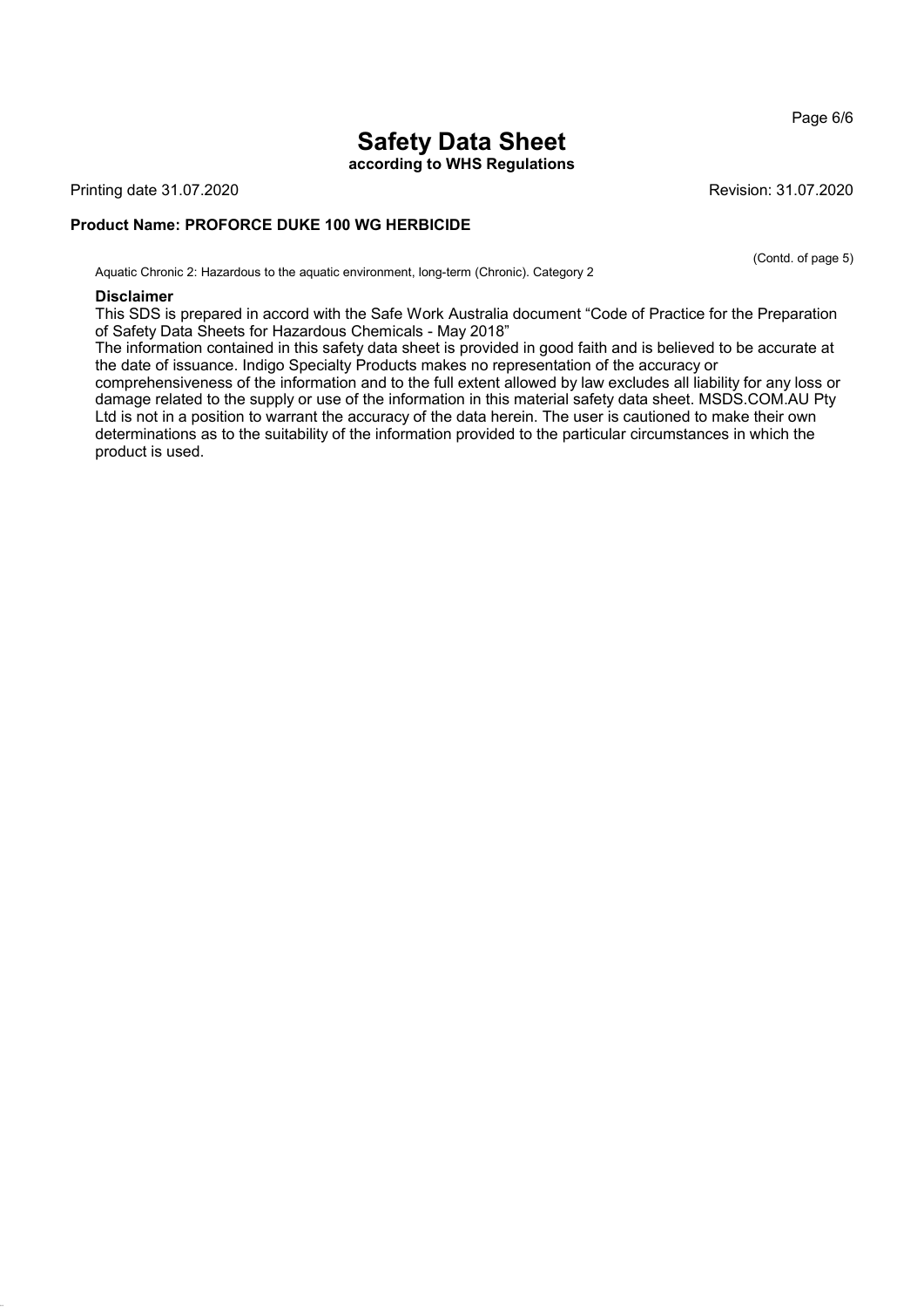Aquatic Chronic 2: Hazardous to the aquatic environment, long-term (Chronic). Category 2

**Disclaimer**

This SDS is prepared in accord with the Safe Work Australia document “Code of Practice for the Preparation of Safety Data Sheets for Hazardous Chemicals - May 2018”

The information contained in this safety data sheet is provided in good faith and is believed to be accurate at the date of issuance. Indigo Specialty Products makes no representation of the accuracy or comprehensiveness of the information and to the full extent allowed by law excludes all liability for any loss or damage related to the supply or use of the information in this material safety data sheet. MSDS.COM.AU Pty Ltd is not in a position to warrant the accuracy of the data herein. The user is cautioned to make their own determinations as to the suitability of the information provided to the particular circumstances in which the product is used.